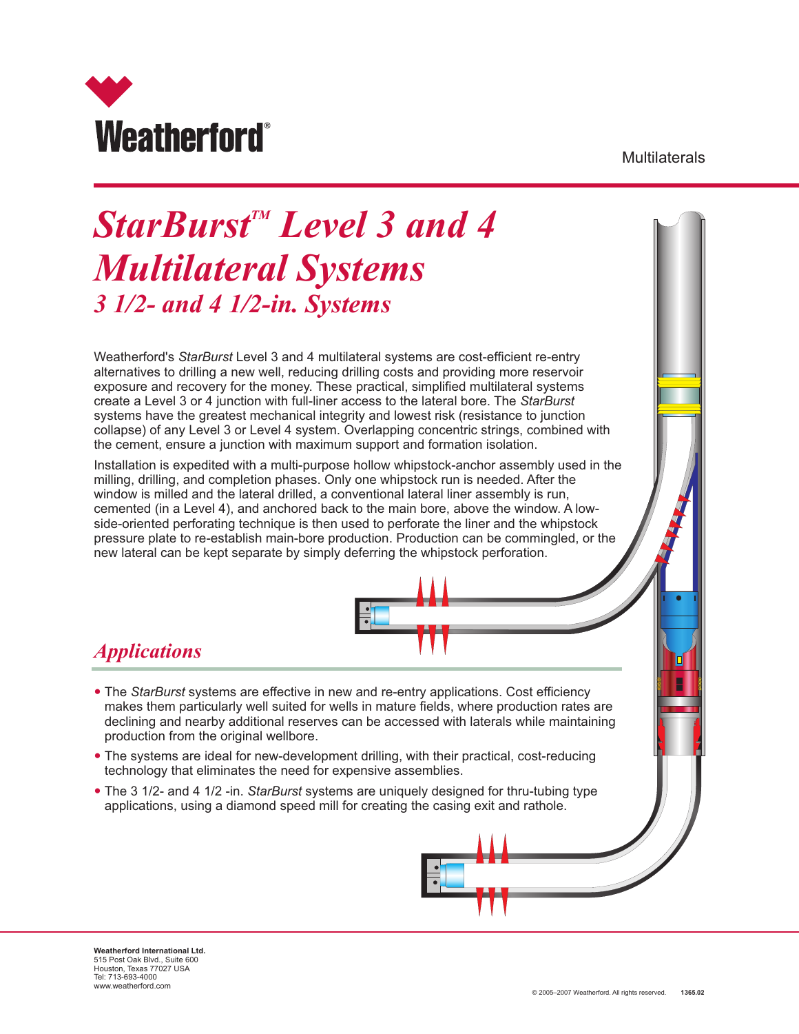Weatherford®

Multilaterals

# *StarBurst*™ *Level 3 and 4 Multilateral Systems*

## *3 1/2- and 4 1/2-in. Systems*

Weatherford's *StarBurst* Level 3 and 4 multilateral systems are cost-efficient re-entry alternatives to drilling a new well, reducing drilling costs and providing more reservoir exposure and recovery for the money. These practical, simplified multilateral systems create a Level 3 or 4 junction with full-liner access to the lateral bore. The *StarBurst* systems have the greatest mechanical integrity and lowest risk (resistance to junction collapse) of any Level 3 or Level 4 system. Overlapping concentric strings, combined with the cement, ensure a junction with maximum support and formation isolation.

Installation is expedited with a multi-purpose hollow whipstock-anchor assembly used in the milling, drilling, and completion phases. Only one whipstock run is needed. After the window is milled and the lateral drilled, a conventional lateral liner assembly is run, cemented (in a Level 4), and anchored back to the main bore, above the window. A low-side-oriented perforating technique is then used to perforate the liner and the whipstock pressure plate to re-establish main-bore production. Production can be commingled, or the new lateral can be kept separate by simply deferring the whipstock perforation.

## *Applications*

- The *StarBurst* systems are effective in new and re-entry applications. Cost efficiency makes them particularly well suited for wells in mature fields, where production rates are declining and nearby additional reserves can be accessed with laterals while maintaining production from the original wellbore.
- The systems are ideal for new-development drilling, with their practical, cost-reducing technology that eliminates the need for expensive assemblies.
- The 3 1/2- and 4 1/2 -in. *StarBurst* systems are uniquely designed for thru-tubing type applications, using a diamond speed mill for creating the casing exit and rathole.

**Weatherford International Ltd.**
515 Post Oak Blvd., Suite 600
Houston, Texas 77027 USA
Tel: 713-693-4000
www.weatherford.com

© 2005–2007 Weatherford. All rights reserved. 1365.02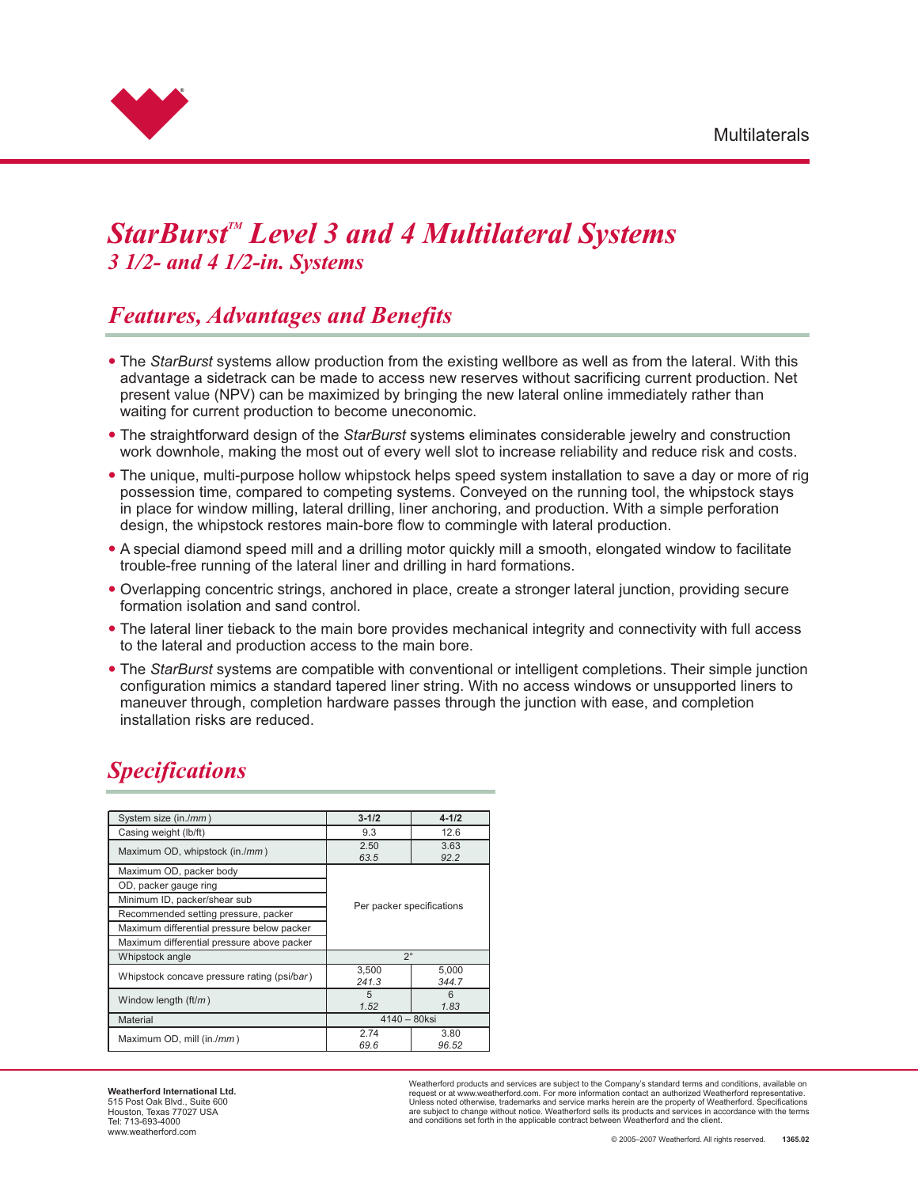Multilaterals

# *StarBurst™ Level 3 and 4 Multilateral Systems*

## *3 1/2- and 4 1/2-in. Systems*

## *Features, Advantages and Benefits*

- The *StarBurst* systems allow production from the existing wellbore as well as from the lateral. With this advantage a sidetrack can be made to access new reserves without sacrificing current production. Net present value (NPV) can be maximized by bringing the new lateral online immediately rather than waiting for current production to become uneconomic.
- The straightforward design of the *StarBurst* systems eliminates considerable jewelry and construction work downhole, making the most out of every well slot to increase reliability and reduce risk and costs.
- The unique, multi-purpose hollow whipstock helps speed system installation to save a day or more of rig possession time, compared to competing systems. Conveyed on the running tool, the whipstock stays in place for window milling, lateral drilling, liner anchoring, and production. With a simple perforation design, the whipstock restores main-bore flow to commingle with lateral production.
- A special diamond speed mill and a drilling motor quickly mill a smooth, elongated window to facilitate trouble-free running of the lateral liner and drilling in hard formations.
- Overlapping concentric strings, anchored in place, create a stronger lateral junction, providing secure formation isolation and sand control.
- The lateral liner tieback to the main bore provides mechanical integrity and connectivity with full access to the lateral and production access to the main bore.
- The *StarBurst* systems are compatible with conventional or intelligent completions. Their simple junction configuration mimics a standard tapered liner string. With no access windows or unsupported liners to maneuver through, completion hardware passes through the junction with ease, and completion installation risks are reduced.

## *Specifications*

| System size (in./*mm*) | **3-1/2** | **4-1/2** |
|---|---|---|
| Casing weight (lb/ft) | 9.3 | 12.6 |
| Maximum OD, whipstock (in./*mm*) | 2.50<br>*63.5* | 3.63<br>*92.2* |
| Maximum OD, packer body | Per packer specifications | |
| OD, packer gauge ring | | |
| Minimum ID, packer/shear sub | | |
| Recommended setting pressure, packer | | |
| Maximum differential pressure below packer | | |
| Maximum differential pressure above packer | | |
| Whipstock angle | 2° | |
| Whipstock concave pressure rating (psi/*bar*) | 3,500<br>*241.3* | 5,000<br>*344.7* |
| Window length (ft/*m*) | 5<br>*1.52* | 6<br>*1.83* |
| Material | 4140 – 80ksi | |
| Maximum OD, mill (in./*mm*) | 2.74<br>*69.6* | 3.80<br>*96.52* |

**Weatherford International Ltd.**
515 Post Oak Blvd., Suite 600
Houston, Texas 77027 USA
Tel: 713-693-4000
www.weatherford.com

Weatherford products and services are subject to the Company's standard terms and conditions, available on request or at www.weatherford.com. For more information contact an authorized Weatherford representative. Unless noted otherwise, trademarks and service marks herein are the property of Weatherford. Specifications are subject to change without notice. Weatherford sells its products and services in accordance with the terms and conditions set forth in the applicable contract between Weatherford and the client.

© 2005–2007 Weatherford. All rights reserved. **1365.02**